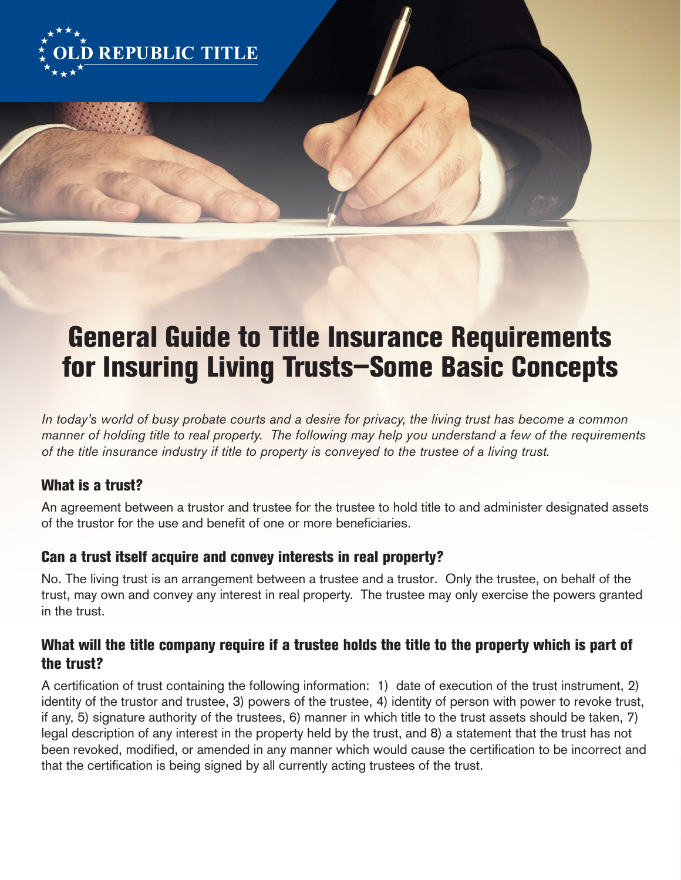OLD REPUBLIC TITLE

# General Guide to Title Insurance Requirements for Insuring Living Trusts–Some Basic Concepts

*In today's world of busy probate courts and a desire for privacy, the living trust has become a common manner of holding title to real property. The following may help you understand a few of the requirements of the title insurance industry if title to property is conveyed to the trustee of a living trust.*

## What is a trust?

An agreement between a trustor and trustee for the trustee to hold title to and administer designated assets of the trustor for the use and benefit of one or more beneficiaries.

## Can a trust itself acquire and convey interests in real property?

No. The living trust is an arrangement between a trustee and a trustor. Only the trustee, on behalf of the trust, may own and convey any interest in real property. The trustee may only exercise the powers granted in the trust.

## What will the title company require if a trustee holds the title to the property which is part of the trust?

A certification of trust containing the following information: 1) date of execution of the trust instrument, 2) identity of the trustor and trustee, 3) powers of the trustee, 4) identity of person with power to revoke trust, if any, 5) signature authority of the trustees, 6) manner in which title to the trust assets should be taken, 7) legal description of any interest in the property held by the trust, and 8) a statement that the trust has not been revoked, modified, or amended in any manner which would cause the certification to be incorrect and that the certification is being signed by all currently acting trustees of the trust.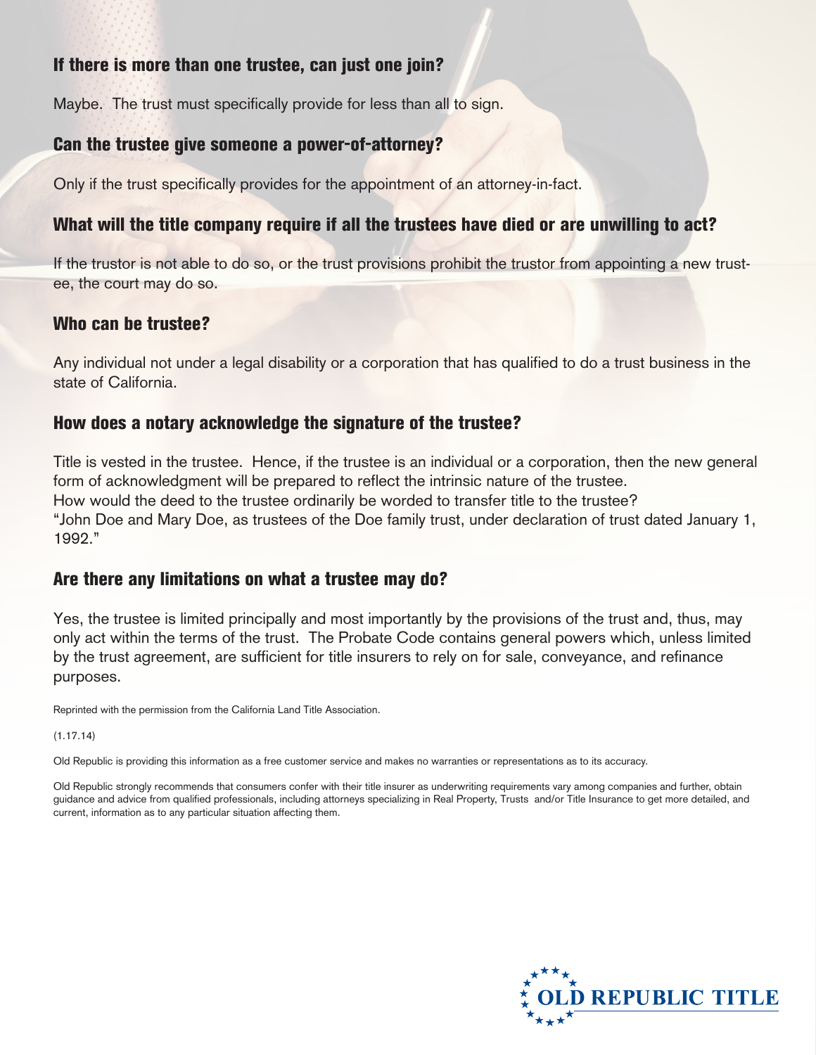### If there is more than one trustee, can just one join?

Maybe. The trust must specifically provide for less than all to sign.

### Can the trustee give someone a power-of-attorney?

Only if the trust specifically provides for the appointment of an attorney-in-fact.

### What will the title company require if all the trustees have died or are unwilling to act?

If the trustor is not able to do so, or the trust provisions prohibit the trustor from appointing a new trustee, the court may do so.

### Who can be trustee?

Any individual not under a legal disability or a corporation that has qualified to do a trust business in the state of California.

### How does a notary acknowledge the signature of the trustee?

Title is vested in the trustee. Hence, if the trustee is an individual or a corporation, then the new general form of acknowledgment will be prepared to reflect the intrinsic nature of the trustee.
How would the deed to the trustee ordinarily be worded to transfer title to the trustee?
"John Doe and Mary Doe, as trustees of the Doe family trust, under declaration of trust dated January 1, 1992."

### Are there any limitations on what a trustee may do?

Yes, the trustee is limited principally and most importantly by the provisions of the trust and, thus, may only act within the terms of the trust. The Probate Code contains general powers which, unless limited by the trust agreement, are sufficient for title insurers to rely on for sale, conveyance, and refinance purposes.

Reprinted with the permission from the California Land Title Association.

(1.17.14)

Old Republic is providing this information as a free customer service and makes no warranties or representations as to its accuracy.

Old Republic strongly recommends that consumers confer with their title insurer as underwriting requirements vary among companies and further, obtain guidance and advice from qualified professionals, including attorneys specializing in Real Property, Trusts and/or Title Insurance to get more detailed, and current, information as to any particular situation affecting them.

OLD REPUBLIC TITLE